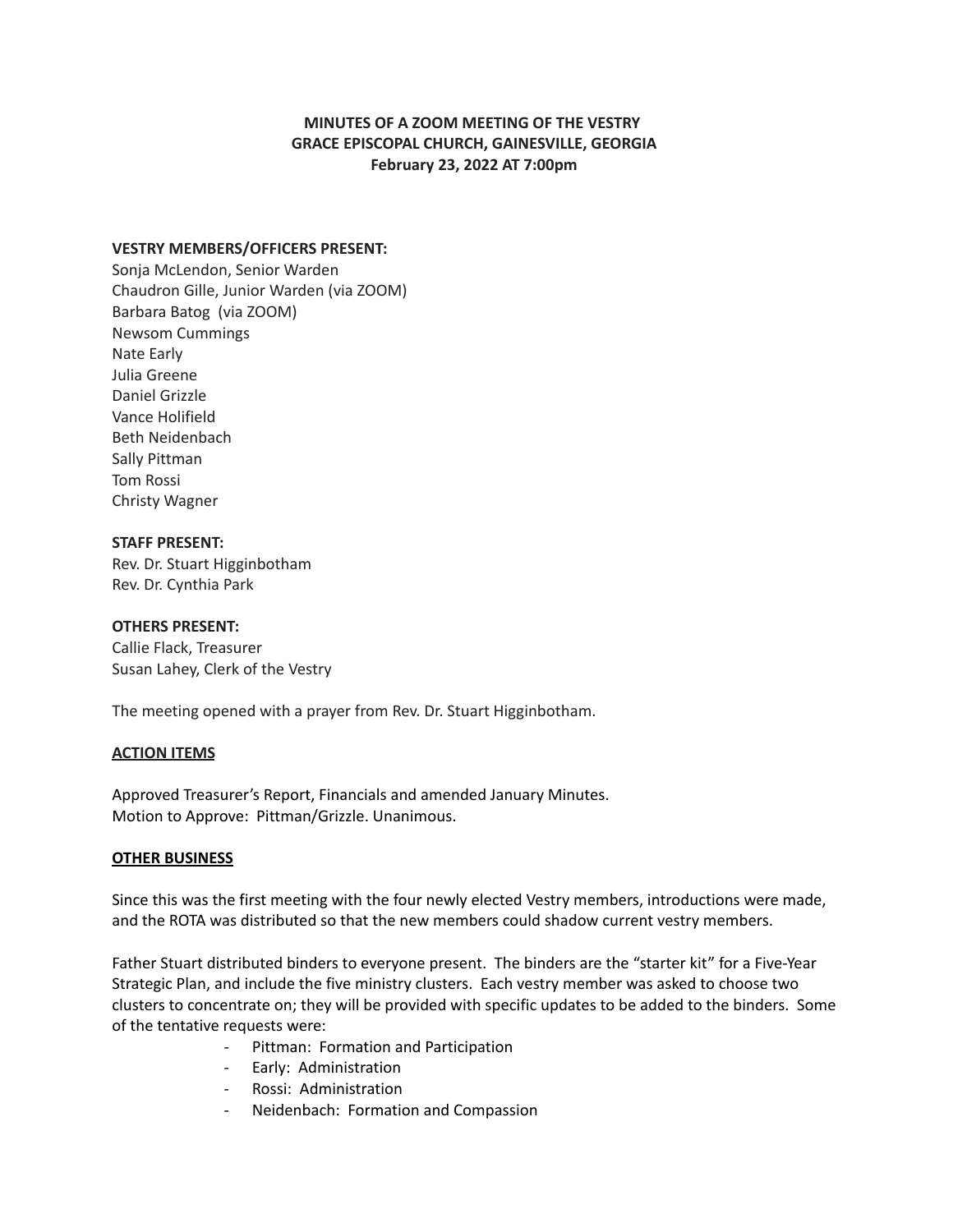# MINUTES OF A ZOOM MEETING OF THE VESTRY
## GRACE EPISCOPAL CHURCH, GAINESVILLE, GEORGIA
### February 23, 2022 AT 7:00pm

**VESTRY MEMBERS/OFFICERS PRESENT:**
Sonja McLendon, Senior Warden
Chaudron Gille, Junior Warden (via ZOOM)
Barbara Batog (via ZOOM)
Newsom Cummings
Nate Early
Julia Greene
Daniel Grizzle
Vance Holifield
Beth Neidenbach
Sally Pittman
Tom Rossi
Christy Wagner

**STAFF PRESENT:**
Rev. Dr. Stuart Higginbotham
Rev. Dr. Cynthia Park

**OTHERS PRESENT:**
Callie Flack, Treasurer
Susan Lahey, Clerk of the Vestry

The meeting opened with a prayer from Rev. Dr. Stuart Higginbotham.

**ACTION ITEMS**

Approved Treasurer's Report, Financials and amended January Minutes.
Motion to Approve: Pittman/Grizzle. Unanimous.

**OTHER BUSINESS**

Since this was the first meeting with the four newly elected Vestry members, introductions were made, and the ROTA was distributed so that the new members could shadow current vestry members.

Father Stuart distributed binders to everyone present. The binders are the "starter kit" for a Five-Year Strategic Plan, and include the five ministry clusters. Each vestry member was asked to choose two clusters to concentrate on; they will be provided with specific updates to be added to the binders. Some of the tentative requests were:

- Pittman: Formation and Participation
- Early: Administration
- Rossi: Administration
- Neidenbach: Formation and Compassion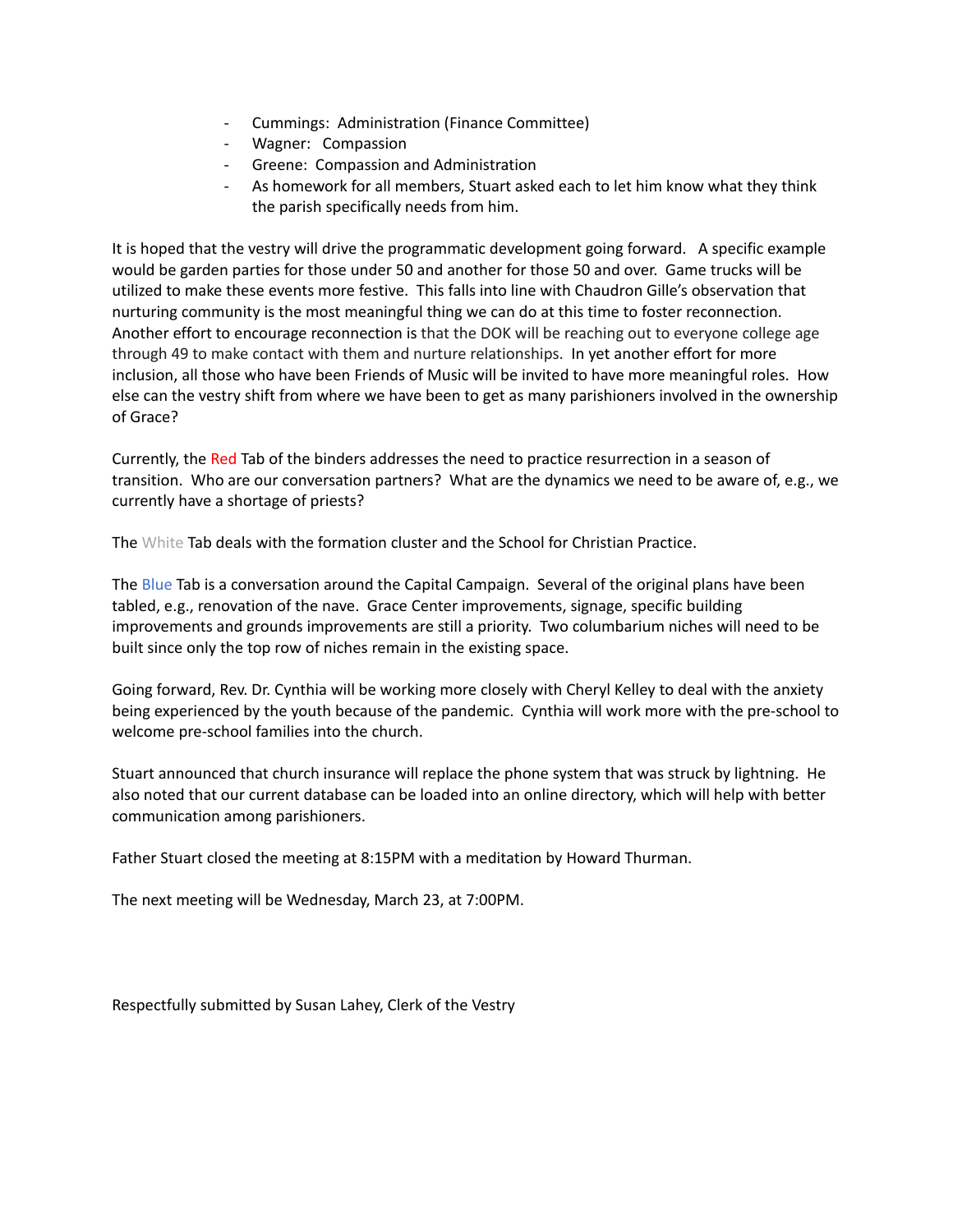- Cummings: Administration (Finance Committee)
- Wagner: Compassion
- Greene: Compassion and Administration
- As homework for all members, Stuart asked each to let him know what they think the parish specifically needs from him.

It is hoped that the vestry will drive the programmatic development going forward. A specific example would be garden parties for those under 50 and another for those 50 and over. Game trucks will be utilized to make these events more festive. This falls into line with Chaudron Gille's observation that nurturing community is the most meaningful thing we can do at this time to foster reconnection. Another effort to encourage reconnection is that the DOK will be reaching out to everyone college age through 49 to make contact with them and nurture relationships. In yet another effort for more inclusion, all those who have been Friends of Music will be invited to have more meaningful roles. How else can the vestry shift from where we have been to get as many parishioners involved in the ownership of Grace?

Currently, the Red Tab of the binders addresses the need to practice resurrection in a season of transition. Who are our conversation partners? What are the dynamics we need to be aware of, e.g., we currently have a shortage of priests?

The White Tab deals with the formation cluster and the School for Christian Practice.

The Blue Tab is a conversation around the Capital Campaign. Several of the original plans have been tabled, e.g., renovation of the nave. Grace Center improvements, signage, specific building improvements and grounds improvements are still a priority. Two columbarium niches will need to be built since only the top row of niches remain in the existing space.

Going forward, Rev. Dr. Cynthia will be working more closely with Cheryl Kelley to deal with the anxiety being experienced by the youth because of the pandemic. Cynthia will work more with the pre-school to welcome pre-school families into the church.

Stuart announced that church insurance will replace the phone system that was struck by lightning. He also noted that our current database can be loaded into an online directory, which will help with better communication among parishioners.

Father Stuart closed the meeting at 8:15PM with a meditation by Howard Thurman.

The next meeting will be Wednesday, March 23, at 7:00PM.

Respectfully submitted by Susan Lahey, Clerk of the Vestry